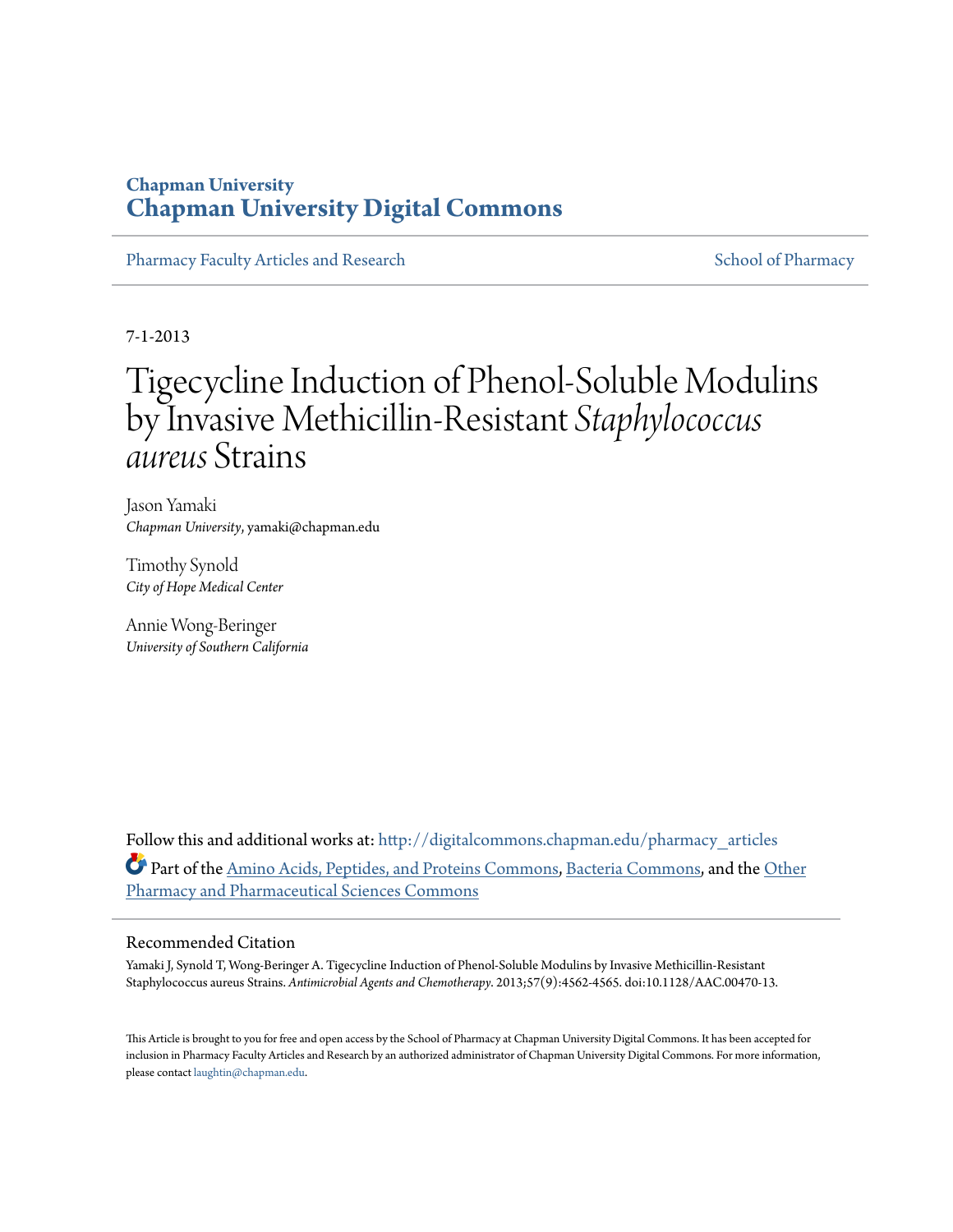# Chapman University
# Chapman University Digital Commons

Pharmacy Faculty Articles and Research

School of Pharmacy

7-1-2013

# Tigecycline Induction of Phenol-Soluble Modulins by Invasive Methicillin-Resistant *Staphylococcus aureus* Strains

Jason Yamaki
*Chapman University*, yamaki@chapman.edu

Timothy Synold
*City of Hope Medical Center*

Annie Wong-Beringer
*University of Southern California*

Follow this and additional works at: http://digitalcommons.chapman.edu/pharmacy_articles

Part of the Amino Acids, Peptides, and Proteins Commons, Bacteria Commons, and the Other Pharmacy and Pharmaceutical Sciences Commons

## Recommended Citation

Yamaki J, Synold T, Wong-Beringer A. Tigecycline Induction of Phenol-Soluble Modulins by Invasive Methicillin-Resistant Staphylococcus aureus Strains. *Antimicrobial Agents and Chemotherapy*. 2013;57(9):4562-4565. doi:10.1128/AAC.00470-13.

This Article is brought to you for free and open access by the School of Pharmacy at Chapman University Digital Commons. It has been accepted for inclusion in Pharmacy Faculty Articles and Research by an authorized administrator of Chapman University Digital Commons. For more information, please contact laughtin@chapman.edu.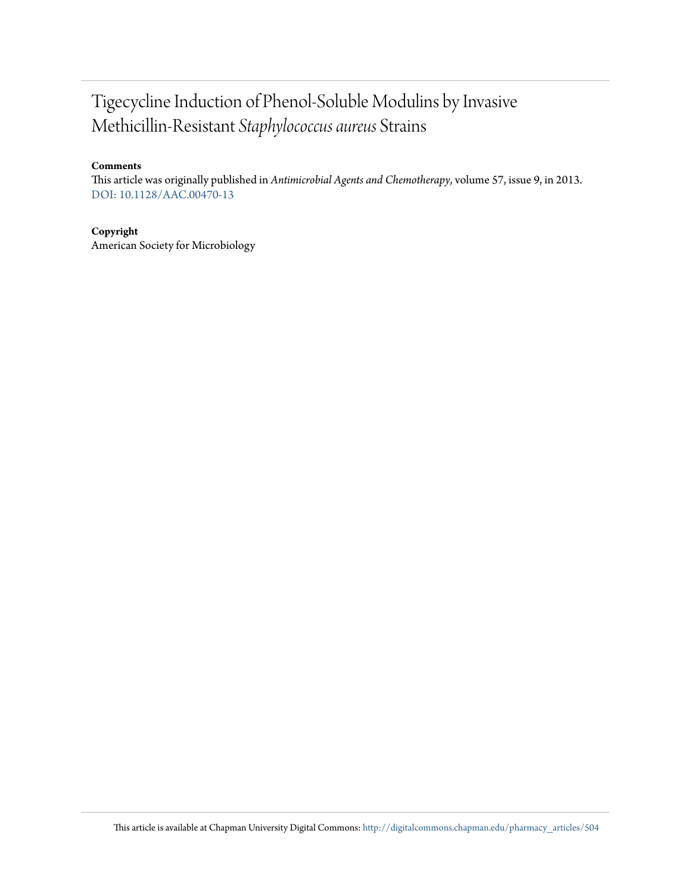# Tigecycline Induction of Phenol-Soluble Modulins by Invasive Methicillin-Resistant *Staphylococcus aureus* Strains

**Comments**

This article was originally published in *Antimicrobial Agents and Chemotherapy*, volume 57, issue 9, in 2013. DOI: 10.1128/AAC.00470-13

**Copyright**

American Society for Microbiology

This article is available at Chapman University Digital Commons: http://digitalcommons.chapman.edu/pharmacy_articles/504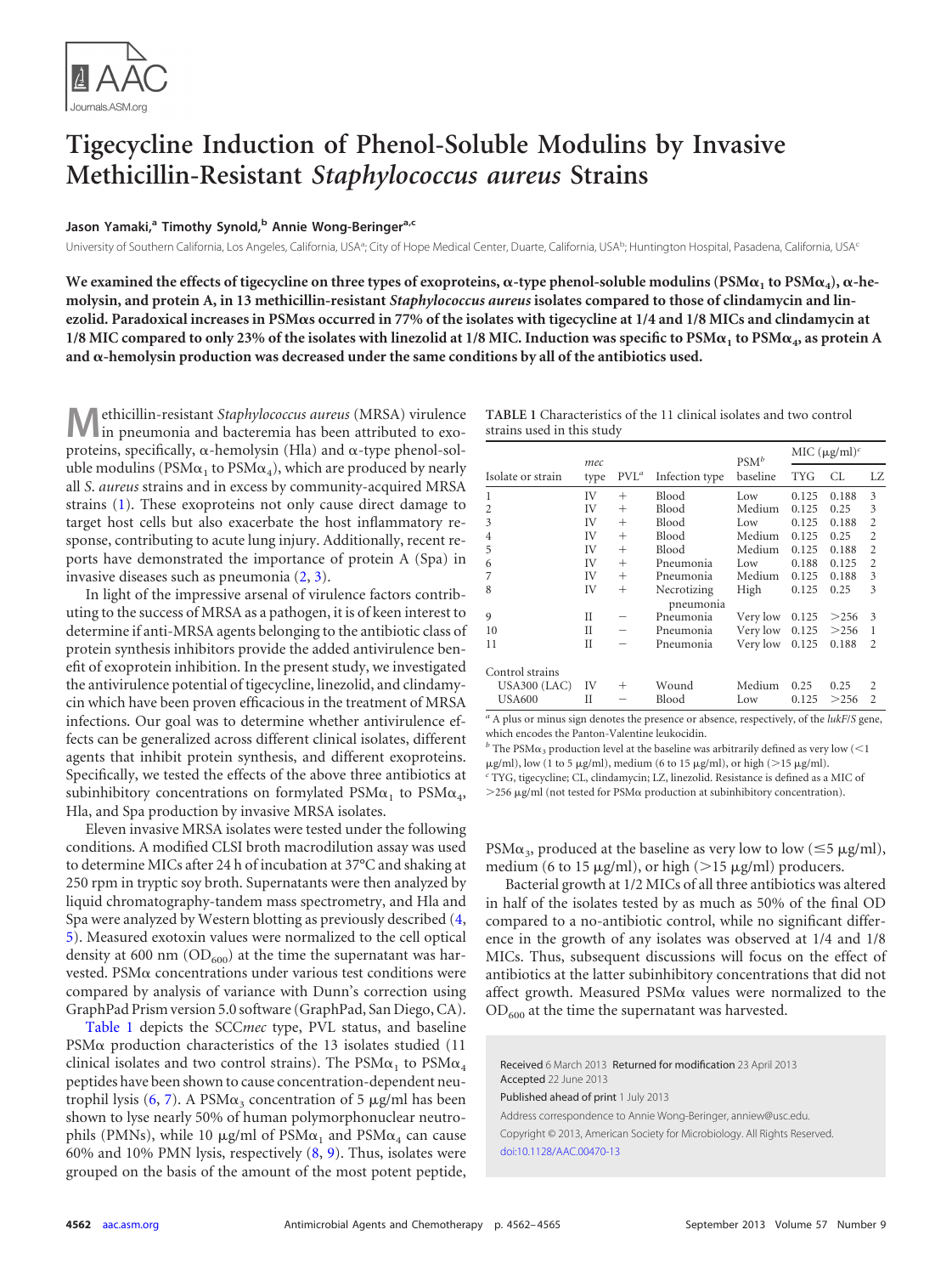# Tigecycline Induction of Phenol-Soluble Modulins by Invasive Methicillin-Resistant *Staphylococcus aureus* Strains

**Jason Yamaki,[a] Timothy Synold,[b] Annie Wong-Beringer[a,c]**

University of Southern California, Los Angeles, California, USA[a]; City of Hope Medical Center, Duarte, California, USA[b]; Huntington Hospital, Pasadena, California, USA[c]

**We examined the effects of tigecycline on three types of exoproteins, α-type phenol-soluble modulins (PSMα$_1$ to PSMα$_4$), α-hemolysin, and protein A, in 13 methicillin-resistant *Staphylococcus aureus* isolates compared to those of clindamycin and linezolid. Paradoxical increases in PSMαs occurred in 77% of the isolates with tigecycline at 1/4 and 1/8 MICs and clindamycin at 1/8 MIC compared to only 23% of the isolates with linezolid at 1/8 MIC. Induction was specific to PSMα$_1$ to PSMα$_4$, as protein A and α-hemolysin production was decreased under the same conditions by all of the antibiotics used.**

Methicillin-resistant *Staphylococcus aureus* (MRSA) virulence in pneumonia and bacteremia has been attributed to exoproteins, specifically, α-hemolysin (Hla) and α-type phenol-soluble modulins (PSMα$_1$ to PSMα$_4$), which are produced by nearly all *S. aureus* strains and in excess by community-acquired MRSA strains (1). These exoproteins not only cause direct damage to target host cells but also exacerbate the host inflammatory response, contributing to acute lung injury. Additionally, recent reports have demonstrated the importance of protein A (Spa) in invasive diseases such as pneumonia (2, 3).

In light of the impressive arsenal of virulence factors contributing to the success of MRSA as a pathogen, it is of keen interest to determine if anti-MRSA agents belonging to the antibiotic class of protein synthesis inhibitors provide the added antivirulence benefit of exoprotein inhibition. In the present study, we investigated the antivirulence potential of tigecycline, linezolid, and clindamycin which have been proven efficacious in the treatment of MRSA infections. Our goal was to determine whether antivirulence effects can be generalized across different clinical isolates, different agents that inhibit protein synthesis, and different exoproteins. Specifically, we tested the effects of the above three antibiotics at subinhibitory concentrations on formylated PSMα$_1$ to PSMα$_4$, Hla, and Spa production by invasive MRSA isolates.

Eleven invasive MRSA isolates were tested under the following conditions. A modified CLSI broth macrodilution assay was used to determine MICs after 24 h of incubation at 37°C and shaking at 250 rpm in tryptic soy broth. Supernatants were then analyzed by liquid chromatography-tandem mass spectrometry, and Hla and Spa were analyzed by Western blotting as previously described (4, 5). Measured exotoxin values were normalized to the cell optical density at 600 nm (OD$_{600}$) at the time the supernatant was harvested. PSMα concentrations under various test conditions were compared by analysis of variance with Dunn's correction using GraphPad Prism version 5.0 software (GraphPad, San Diego, CA).

Table 1 depicts the SCC*mec* type, PVL status, and baseline PSMα production characteristics of the 13 isolates studied (11 clinical isolates and two control strains). The PSMα$_1$ to PSMα$_4$ peptides have been shown to cause concentration-dependent neutrophil lysis (6, 7). A PSMα$_3$ concentration of 5 μg/ml has been shown to lyse nearly 50% of human polymorphonuclear neutrophils (PMNs), while 10 μg/ml of PSMα$_1$ and PSMα$_4$ can cause 60% and 10% PMN lysis, respectively (8, 9). Thus, isolates were grouped on the basis of the amount of the most potent peptide, PSMα$_3$, produced at the baseline as very low to low (≤5 μg/ml), medium (6 to 15 μg/ml), or high (>15 μg/ml) producers.

Bacterial growth at 1/2 MICs of all three antibiotics was altered in half of the isolates tested by as much as 50% of the final OD compared to a no-antibiotic control, while no significant difference in the growth of any isolates was observed at 1/4 and 1/8 MICs. Thus, subsequent discussions will focus on the effect of antibiotics at the latter subinhibitory concentrations that did not affect growth. Measured PSMα values were normalized to the OD$_{600}$ at the time the supernatant was harvested.

TABLE 1 Characteristics of the 11 clinical isolates and two control strains used in this study

| Isolate or strain | *mec* type | PVL[a] | Infection type | PSM[b] baseline | MIC (μg/ml)[c] | | |
|---|---|---|---|---|---|---|---|
| | | | | | TYG | CL | LZ |
| 1 | IV | + | Blood | Low | 0.125 | 0.188 | 3 |
| 2 | IV | + | Blood | Medium | 0.125 | 0.25 | 3 |
| 3 | IV | + | Blood | Low | 0.125 | 0.188 | 2 |
| 4 | IV | + | Blood | Medium | 0.125 | 0.25 | 2 |
| 5 | IV | + | Blood | Medium | 0.125 | 0.188 | 2 |
| 6 | IV | + | Pneumonia | Low | 0.188 | 0.125 | 2 |
| 7 | IV | + | Pneumonia | Medium | 0.125 | 0.188 | 3 |
| 8 | IV | + | Necrotizing pneumonia | High | 0.125 | 0.25 | 3 |
| 9 | II | − | Pneumonia | Very low | 0.125 | >256 | 3 |
| 10 | II | − | Pneumonia | Very low | 0.125 | >256 | 1 |
| 11 | II | − | Pneumonia | Very low | 0.125 | 0.188 | 2 |
| Control strains | | | | | | | |
| USA300 (LAC) | IV | + | Wound | Medium | 0.25 | 0.25 | 2 |
| USA600 | II | − | Blood | Low | 0.125 | >256 | 2 |

[a] A plus or minus sign denotes the presence or absence, respectively, of the *lukF/S* gene, which encodes the Panton-Valentine leukocidin.
[b] The PSMα$_3$ production level at the baseline was arbitrarily defined as very low (<1 μg/ml), low (1 to 5 μg/ml), medium (6 to 15 μg/ml), or high (>15 μg/ml).
[c] TYG, tigecycline; CL, clindamycin; LZ, linezolid. Resistance is defined as a MIC of >256 μg/ml (not tested for PSMα production at subinhibitory concentration).

Received 6 March 2013 Returned for modification 23 April 2013 Accepted 22 June 2013

Published ahead of print 1 July 2013

Address correspondence to Annie Wong-Beringer, anniew@usc.edu.

Copyright © 2013, American Society for Microbiology. All Rights Reserved.

doi:10.1128/AAC.00470-13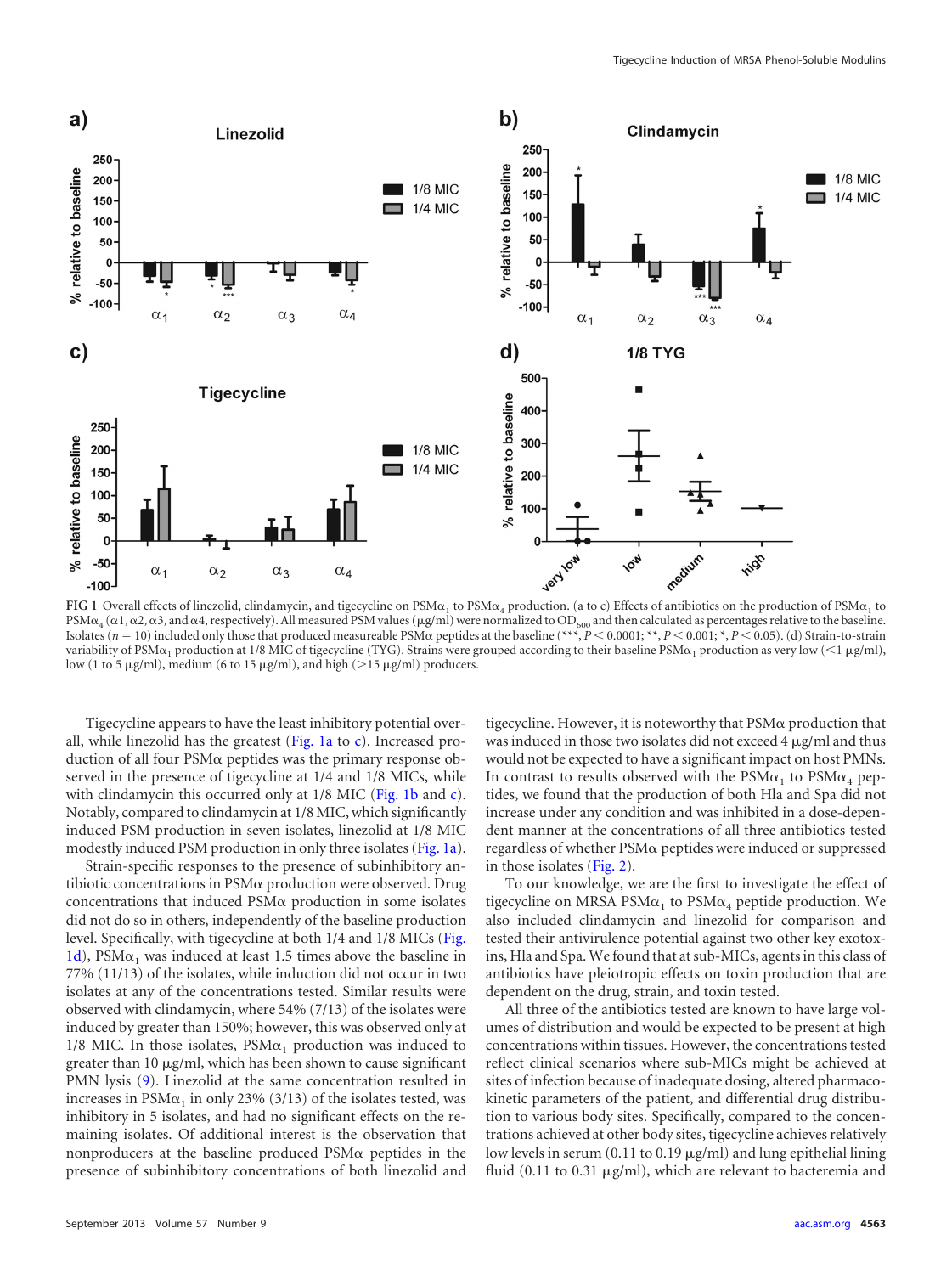FIG 1 Overall effects of linezolid, clindamycin, and tigecycline on PSMα$_1$ to PSMα$_4$ production. (a to c) Effects of antibiotics on the production of PSMα$_1$ to PSMα$_4$ (α1, α2, α3, and α4, respectively). All measured PSM values (μg/ml) were normalized to $OD_{600}$ and then calculated as percentages relative to the baseline. Isolates ($n = 10$) included only those that produced measureable PSMα peptides at the baseline (***, $P < 0.0001$; **, $P < 0.001$; *, $P < 0.05$). (d) Strain-to-strain variability of PSMα$_1$ production at 1/8 MIC of tigecycline (TYG). Strains were grouped according to their baseline PSMα$_1$ production as very low (<1 μg/ml), low (1 to 5 μg/ml), medium (6 to 15 μg/ml), and high (>15 μg/ml) producers.

Tigecycline appears to have the least inhibitory potential overall, while linezolid has the greatest (Fig. 1a to c). Increased production of all four PSMα peptides was the primary response observed in the presence of tigecycline at 1/4 and 1/8 MICs, while with clindamycin this occurred only at 1/8 MIC (Fig. 1b and c). Notably, compared to clindamycin at 1/8 MIC, which significantly induced PSM production in seven isolates, linezolid at 1/8 MIC modestly induced PSM production in only three isolates (Fig. 1a).

Strain-specific responses to the presence of subinhibitory antibiotic concentrations in PSMα production were observed. Drug concentrations that induced PSMα production in some isolates did not do so in others, independently of the baseline production level. Specifically, with tigecycline at both 1/4 and 1/8 MICs (Fig. 1d), PSMα$_1$ was induced at least 1.5 times above the baseline in 77% (11/13) of the isolates, while induction did not occur in two isolates at any of the concentrations tested. Similar results were observed with clindamycin, where 54% (7/13) of the isolates were induced by greater than 150%; however, this was observed only at 1/8 MIC. In those isolates, PSMα$_1$ production was induced to greater than 10 μg/ml, which has been shown to cause significant PMN lysis (9). Linezolid at the same concentration resulted in increases in PSMα$_1$ in only 23% (3/13) of the isolates tested, was inhibitory in 5 isolates, and had no significant effects on the remaining isolates. Of additional interest is the observation that nonproducers at the baseline produced PSMα peptides in the presence of subinhibitory concentrations of both linezolid and tigecycline. However, it is noteworthy that PSMα production that was induced in those two isolates did not exceed 4 μg/ml and thus would not be expected to have a significant impact on host PMNs. In contrast to results observed with the PSMα$_1$ to PSMα$_4$ peptides, we found that the production of both Hla and Spa did not increase under any condition and was inhibited in a dose-dependent manner at the concentrations of all three antibiotics tested regardless of whether PSMα peptides were induced or suppressed in those isolates (Fig. 2).

To our knowledge, we are the first to investigate the effect of tigecycline on MRSA PSMα$_1$ to PSMα$_4$ peptide production. We also included clindamycin and linezolid for comparison and tested their antivirulence potential against two other key exotoxins, Hla and Spa. We found that at sub-MICs, agents in this class of antibiotics have pleiotropic effects on toxin production that are dependent on the drug, strain, and toxin tested.

All three of the antibiotics tested are known to have large volumes of distribution and would be expected to be present at high concentrations within tissues. However, the concentrations tested reflect clinical scenarios where sub-MICs might be achieved at sites of infection because of inadequate dosing, altered pharmacokinetic parameters of the patient, and differential drug distribution to various body sites. Specifically, compared to the concentrations achieved at other body sites, tigecycline achieves relatively low levels in serum (0.11 to 0.19 μg/ml) and lung epithelial lining fluid (0.11 to 0.31 μg/ml), which are relevant to bacteremia and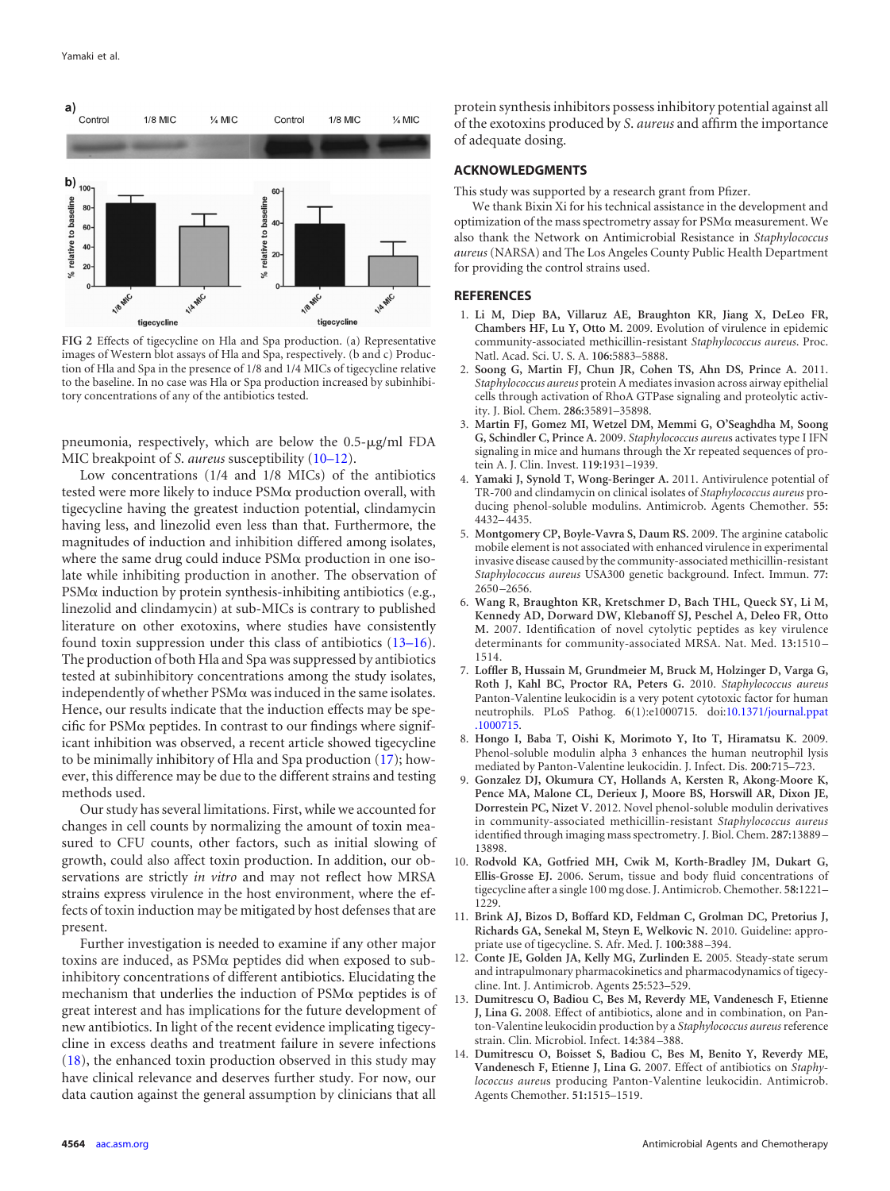FIG 2 Effects of tigecycline on Hla and Spa production. (a) Representative images of Western blot assays of Hla and Spa, respectively. (b and c) Production of Hla and Spa in the presence of 1/8 and 1/4 MICs of tigecycline relative to the baseline. In no case was Hla or Spa production increased by subinhibitory concentrations of any of the antibiotics tested.

pneumonia, respectively, which are below the 0.5-μg/ml FDA MIC breakpoint of *S. aureus* susceptibility (10–12).

Low concentrations (1/4 and 1/8 MICs) of the antibiotics tested were more likely to induce PSMα production overall, with tigecycline having the greatest induction potential, clindamycin having less, and linezolid even less than that. Furthermore, the magnitudes of induction and inhibition differed among isolates, where the same drug could induce PSMα production in one isolate while inhibiting production in another. The observation of PSMα induction by protein synthesis-inhibiting antibiotics (e.g., linezolid and clindamycin) at sub-MICs is contrary to published literature on other exotoxins, where studies have consistently found toxin suppression under this class of antibiotics (13–16). The production of both Hla and Spa was suppressed by antibiotics tested at subinhibitory concentrations among the study isolates, independently of whether PSMα was induced in the same isolates. Hence, our results indicate that the induction effects may be specific for PSMα peptides. In contrast to our findings where significant inhibition was observed, a recent article showed tigecycline to be minimally inhibitory of Hla and Spa production (17); however, this difference may be due to the different strains and testing methods used.

Our study has several limitations. First, while we accounted for changes in cell counts by normalizing the amount of toxin measured to CFU counts, other factors, such as initial slowing of growth, could also affect toxin production. In addition, our observations are strictly *in vitro* and may not reflect how MRSA strains express virulence in the host environment, where the effects of toxin induction may be mitigated by host defenses that are present.

Further investigation is needed to examine if any other major toxins are induced, as PSMα peptides did when exposed to subinhibitory concentrations of different antibiotics. Elucidating the mechanism that underlies the induction of PSMα peptides is of great interest and has implications for the future development of new antibiotics. In light of the recent evidence implicating tigecycline in excess deaths and treatment failure in severe infections (18), the enhanced toxin production observed in this study may have clinical relevance and deserves further study. For now, our data caution against the general assumption by clinicians that all protein synthesis inhibitors possess inhibitory potential against all of the exotoxins produced by *S. aureus* and affirm the importance of adequate dosing.

## ACKNOWLEDGMENTS

This study was supported by a research grant from Pfizer.

We thank Bixin Xi for his technical assistance in the development and optimization of the mass spectrometry assay for PSMα measurement. We also thank the Network on Antimicrobial Resistance in *Staphylococcus aureus* (NARSA) and The Los Angeles County Public Health Department for providing the control strains used.

## REFERENCES

1. **Li M, Diep BA, Villaruz AE, Braughton KR, Jiang X, DeLeo FR, Chambers HF, Lu Y, Otto M.** 2009. Evolution of virulence in epidemic community-associated methicillin-resistant *Staphylococcus aureus*. Proc. Natl. Acad. Sci. U. S. A. **106**:5883–5888.
2. **Soong G, Martin FJ, Chun JR, Cohen TS, Ahn DS, Prince A.** 2011. *Staphylococcus aureus* protein A mediates invasion across airway epithelial cells through activation of RhoA GTPase signaling and proteolytic activity. J. Biol. Chem. **286**:35891–35898.
3. **Martin FJ, Gomez MI, Wetzel DM, Memmi G, O'Seaghdha M, Soong G, Schindler C, Prince A.** 2009. *Staphylococcus aureus* activates type I IFN signaling in mice and humans through the Xr repeated sequences of protein A. J. Clin. Invest. **119**:1931–1939.
4. **Yamaki J, Synold T, Wong-Beringer A.** 2011. Antivirulence potential of TR-700 and clindamycin on clinical isolates of *Staphylococcus aureus* producing phenol-soluble modulins. Antimicrob. Agents Chemother. **55**: 4432–4435.
5. **Montgomery CP, Boyle-Vavra S, Daum RS.** 2009. The arginine catabolic mobile element is not associated with enhanced virulence in experimental invasive disease caused by the community-associated methicillin-resistant *Staphylococcus aureus* USA300 genetic background. Infect. Immun. **77**: 2650–2656.
6. **Wang R, Braughton KR, Kretschmer D, Bach THL, Queck SY, Li M, Kennedy AD, Dorward DW, Klebanoff SJ, Peschel A, Deleo FR, Otto M.** 2007. Identification of novel cytolytic peptides as key virulence determinants for community-associated MRSA. Nat. Med. **13**:1510–1514.
7. **Loffler B, Hussain M, Grundmeier M, Bruck M, Holzinger D, Varga G, Roth J, Kahl BC, Proctor RA, Peters G.** 2010. *Staphylococcus aureus* Panton-Valentine leukocidin is a very potent cytotoxic factor for human neutrophils. PLoS Pathog. **6**(1):e1000715. doi:10.1371/journal.ppat.1000715.
8. **Hongo I, Baba T, Oishi K, Morimoto Y, Ito T, Hiramatsu K.** 2009. Phenol-soluble modulin alpha 3 enhances the human neutrophil lysis mediated by Panton-Valentine leukocidin. J. Infect. Dis. **200**:715–723.
9. **Gonzalez DJ, Okumura CY, Hollands A, Kersten R, Akong-Moore K, Pence MA, Malone CL, Derieux J, Moore BS, Horswill AR, Dixon JE, Dorrestein PC, Nizet V.** 2012. Novel phenol-soluble modulin derivatives in community-associated methicillin-resistant *Staphylococcus aureus* identified through imaging mass spectrometry. J. Biol. Chem. **287**:13889–13898.
10. **Rodvold KA, Gotfried MH, Cwik M, Korth-Bradley JM, Dukart G, Ellis-Grosse EJ.** 2006. Serum, tissue and body fluid concentrations of tigecycline after a single 100 mg dose. J. Antimicrob. Chemother. **58**:1221–1229.
11. **Brink AJ, Bizos D, Boffard KD, Feldman C, Grolman DC, Pretorius J, Richards GA, Senekal M, Steyn E, Welkovic N.** 2010. Guideline: appropriate use of tigecycline. S. Afr. Med. J. **100**:388–394.
12. **Conte JE, Golden JA, Kelly MG, Zurlinden E.** 2005. Steady-state serum and intrapulmonary pharmacokinetics and pharmacodynamics of tigecycline. Int. J. Antimicrob. Agents **25**:523–529.
13. **Dumitrescu O, Badiou C, Bes M, Reverdy ME, Vandenesch F, Etienne J, Lina G.** 2008. Effect of antibiotics, alone and in combination, on Panton-Valentine leukocidin production by a *Staphylococcus aureus* reference strain. Clin. Microbiol. Infect. **14**:384–388.
14. **Dumitrescu O, Boisset S, Badiou C, Bes M, Benito Y, Reverdy ME, Vandenesch F, Etienne J, Lina G.** 2007. Effect of antibiotics on *Staphylococcus aureus* producing Panton-Valentine leukocidin. Antimicrob. Agents Chemother. **51**:1515–1519.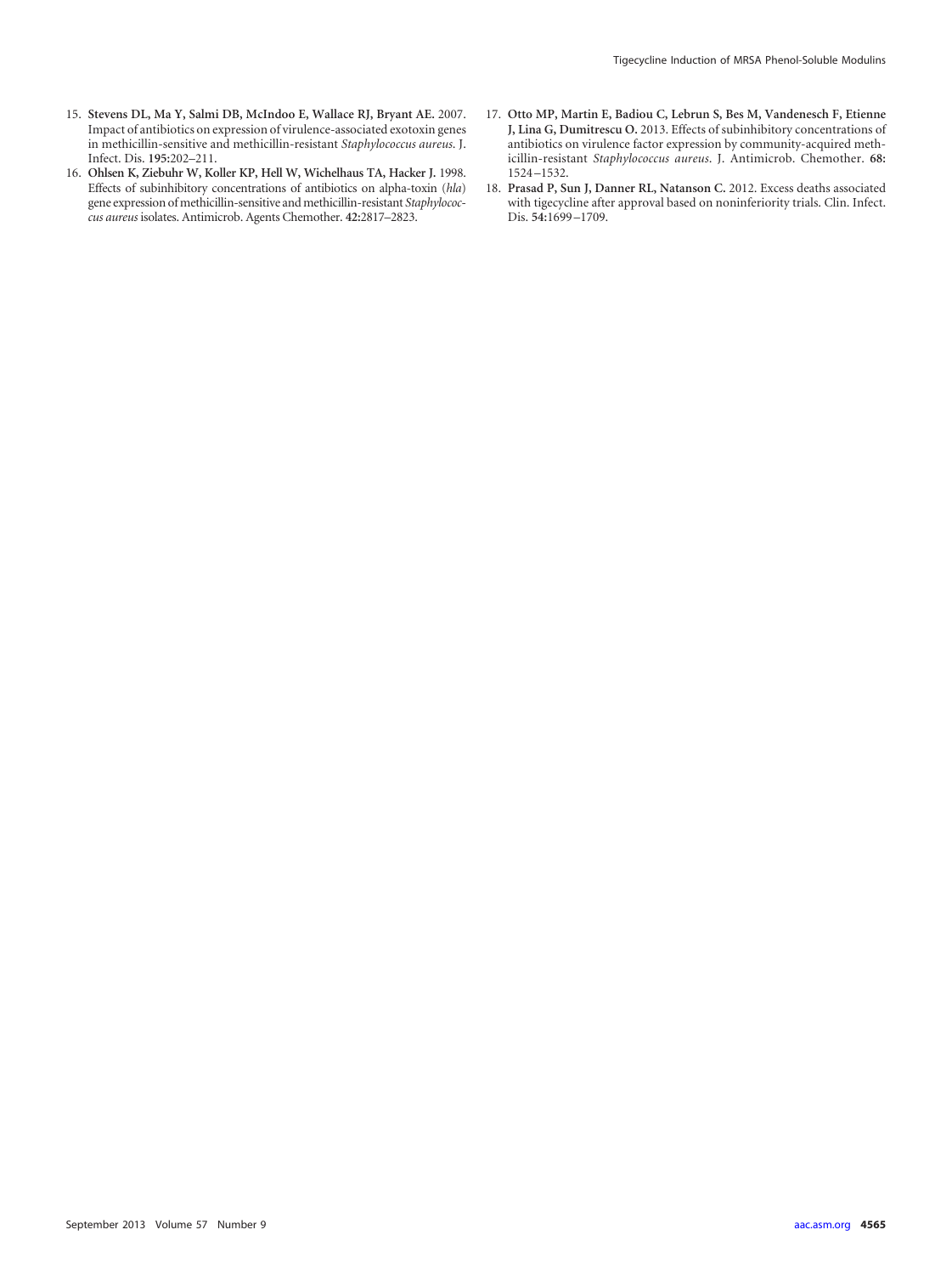15. **Stevens DL, Ma Y, Salmi DB, McIndoo E, Wallace RJ, Bryant AE.** 2007. Impact of antibiotics on expression of virulence-associated exotoxin genes in methicillin-sensitive and methicillin-resistant *Staphylococcus aureus*. J. Infect. Dis. **195:**202–211.
16. **Ohlsen K, Ziebuhr W, Koller KP, Hell W, Wichelhaus TA, Hacker J.** 1998. Effects of subinhibitory concentrations of antibiotics on alpha-toxin (*hla*) gene expression of methicillin-sensitive and methicillin-resistant *Staphylococcus aureus* isolates. Antimicrob. Agents Chemother. **42:**2817–2823.
17. **Otto MP, Martin E, Badiou C, Lebrun S, Bes M, Vandenesch F, Etienne J, Lina G, Dumitrescu O.** 2013. Effects of subinhibitory concentrations of antibiotics on virulence factor expression by community-acquired methicillin-resistant *Staphylococcus aureus*. J. Antimicrob. Chemother. **68:**1524–1532.
18. **Prasad P, Sun J, Danner RL, Natanson C.** 2012. Excess deaths associated with tigecycline after approval based on noninferiority trials. Clin. Infect. Dis. **54:**1699–1709.